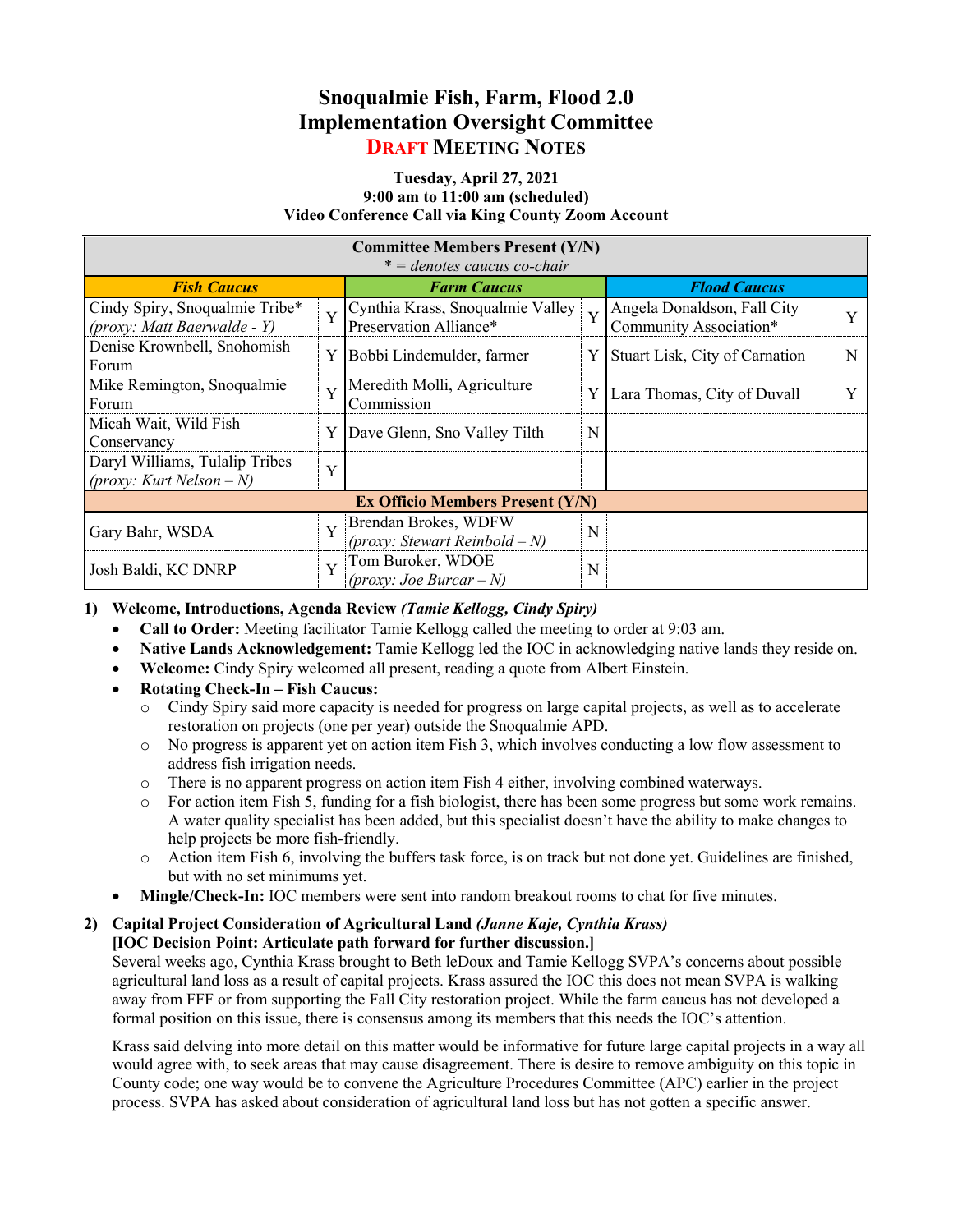# Snoqualmie Fish, Farm, Flood 2.0
# Implementation Oversight Committee
## DRAFT MEETING NOTES

**Tuesday, April 27, 2021**
**9:00 am to 11:00 am (scheduled)**
**Video Conference Call via King County Zoom Account**

| Committee Members Present (Y/N) *\* = denotes caucus co-chair* | | | | | |
|---|---|---|---|---|---|
| ***Fish Caucus*** | | ***Farm Caucus*** | | ***Flood Caucus*** | |
| Cindy Spiry, Snoqualmie Tribe* *(proxy: Matt Baerwalde - Y)* | Y | Cynthia Krass, Snoqualmie Valley Preservation Alliance* | Y | Angela Donaldson, Fall City Community Association* | Y |
| Denise Krownbell, Snohomish Forum | Y | Bobbi Lindemulder, farmer | Y | Stuart Lisk, City of Carnation | N |
| Mike Remington, Snoqualmie Forum | Y | Meredith Molli, Agriculture Commission | Y | Lara Thomas, City of Duvall | Y |
| Micah Wait, Wild Fish Conservancy | Y | Dave Glenn, Sno Valley Tilth | N | | |
| Daryl Williams, Tulalip Tribes *(proxy: Kurt Nelson – N)* | Y | | | | |
| **Ex Officio Members Present (Y/N)** | | | | | |
| Gary Bahr, WSDA | Y | Brendan Brokes, WDFW *(proxy: Stewart Reinbold – N)* | N | | |
| Josh Baldi, KC DNRP | Y | Tom Buroker, WDOE *(proxy: Joe Burcar – N)* | N | | |

1) **Welcome, Introductions, Agenda Review *(Tamie Kellogg, Cindy Spiry)***
   - **Call to Order:** Meeting facilitator Tamie Kellogg called the meeting to order at 9:03 am.
   - **Native Lands Acknowledgement:** Tamie Kellogg led the IOC in acknowledging native lands they reside on.
   - **Welcome:** Cindy Spiry welcomed all present, reading a quote from Albert Einstein.
   - **Rotating Check-In – Fish Caucus:**
     - Cindy Spiry said more capacity is needed for progress on large capital projects, as well as to accelerate restoration on projects (one per year) outside the Snoqualmie APD.
     - No progress is apparent yet on action item Fish 3, which involves conducting a low flow assessment to address fish irrigation needs.
     - There is no apparent progress on action item Fish 4 either, involving combined waterways.
     - For action item Fish 5, funding for a fish biologist, there has been some progress but some work remains. A water quality specialist has been added, but this specialist doesn't have the ability to make changes to help projects be more fish-friendly.
     - Action item Fish 6, involving the buffers task force, is on track but not done yet. Guidelines are finished, but with no set minimums yet.
   - **Mingle/Check-In:** IOC members were sent into random breakout rooms to chat for five minutes.

2) **Capital Project Consideration of Agricultural Land *(Janne Kaje, Cynthia Krass)***
   **[IOC Decision Point: Articulate path forward for further discussion.]**
   Several weeks ago, Cynthia Krass brought to Beth leDoux and Tamie Kellogg SVPA's concerns about possible agricultural land loss as a result of capital projects. Krass assured the IOC this does not mean SVPA is walking away from FFF or from supporting the Fall City restoration project. While the farm caucus has not developed a formal position on this issue, there is consensus among its members that this needs the IOC's attention.

   Krass said delving into more detail on this matter would be informative for future large capital projects in a way all would agree with, to seek areas that may cause disagreement. There is desire to remove ambiguity on this topic in County code; one way would be to convene the Agriculture Procedures Committee (APC) earlier in the project process. SVPA has asked about consideration of agricultural land loss but has not gotten a specific answer.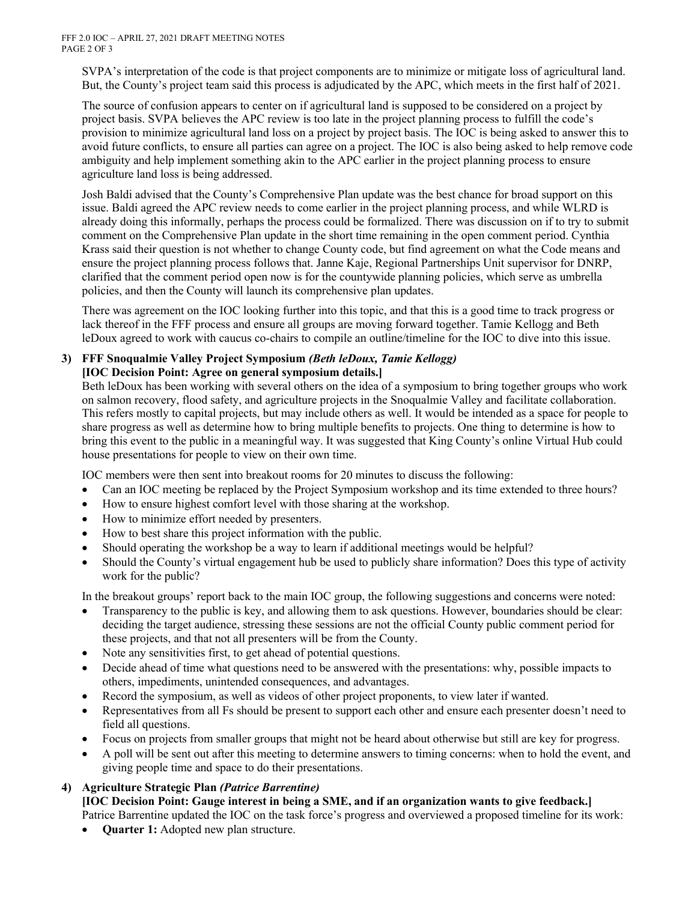SVPA's interpretation of the code is that project components are to minimize or mitigate loss of agricultural land. But, the County's project team said this process is adjudicated by the APC, which meets in the first half of 2021.

The source of confusion appears to center on if agricultural land is supposed to be considered on a project by project basis. SVPA believes the APC review is too late in the project planning process to fulfill the code's provision to minimize agricultural land loss on a project by project basis. The IOC is being asked to answer this to avoid future conflicts, to ensure all parties can agree on a project. The IOC is also being asked to help remove code ambiguity and help implement something akin to the APC earlier in the project planning process to ensure agriculture land loss is being addressed.

Josh Baldi advised that the County's Comprehensive Plan update was the best chance for broad support on this issue. Baldi agreed the APC review needs to come earlier in the project planning process, and while WLRD is already doing this informally, perhaps the process could be formalized. There was discussion on if to try to submit comment on the Comprehensive Plan update in the short time remaining in the open comment period. Cynthia Krass said their question is not whether to change County code, but find agreement on what the Code means and ensure the project planning process follows that. Janne Kaje, Regional Partnerships Unit supervisor for DNRP, clarified that the comment period open now is for the countywide planning policies, which serve as umbrella policies, and then the County will launch its comprehensive plan updates.

There was agreement on the IOC looking further into this topic, and that this is a good time to track progress or lack thereof in the FFF process and ensure all groups are moving forward together. Tamie Kellogg and Beth leDoux agreed to work with caucus co-chairs to compile an outline/timeline for the IOC to dive into this issue.

**3) FFF Snoqualmie Valley Project Symposium *(Beth leDoux, Tamie Kellogg)***
**[IOC Decision Point: Agree on general symposium details.]**

Beth leDoux has been working with several others on the idea of a symposium to bring together groups who work on salmon recovery, flood safety, and agriculture projects in the Snoqualmie Valley and facilitate collaboration. This refers mostly to capital projects, but may include others as well. It would be intended as a space for people to share progress as well as determine how to bring multiple benefits to projects. One thing to determine is how to bring this event to the public in a meaningful way. It was suggested that King County's online Virtual Hub could house presentations for people to view on their own time.

IOC members were then sent into breakout rooms for 20 minutes to discuss the following:

- Can an IOC meeting be replaced by the Project Symposium workshop and its time extended to three hours?
- How to ensure highest comfort level with those sharing at the workshop.
- How to minimize effort needed by presenters.
- How to best share this project information with the public.
- Should operating the workshop be a way to learn if additional meetings would be helpful?
- Should the County's virtual engagement hub be used to publicly share information? Does this type of activity work for the public?

In the breakout groups' report back to the main IOC group, the following suggestions and concerns were noted:

- Transparency to the public is key, and allowing them to ask questions. However, boundaries should be clear: deciding the target audience, stressing these sessions are not the official County public comment period for these projects, and that not all presenters will be from the County.
- Note any sensitivities first, to get ahead of potential questions.
- Decide ahead of time what questions need to be answered with the presentations: why, possible impacts to others, impediments, unintended consequences, and advantages.
- Record the symposium, as well as videos of other project proponents, to view later if wanted.
- Representatives from all Fs should be present to support each other and ensure each presenter doesn't need to field all questions.
- Focus on projects from smaller groups that might not be heard about otherwise but still are key for progress.
- A poll will be sent out after this meeting to determine answers to timing concerns: when to hold the event, and giving people time and space to do their presentations.

**4) Agriculture Strategic Plan *(Patrice Barrentine)***
**[IOC Decision Point: Gauge interest in being a SME, and if an organization wants to give feedback.]**

Patrice Barrentine updated the IOC on the task force's progress and overviewed a proposed timeline for its work:

- **Quarter 1:** Adopted new plan structure.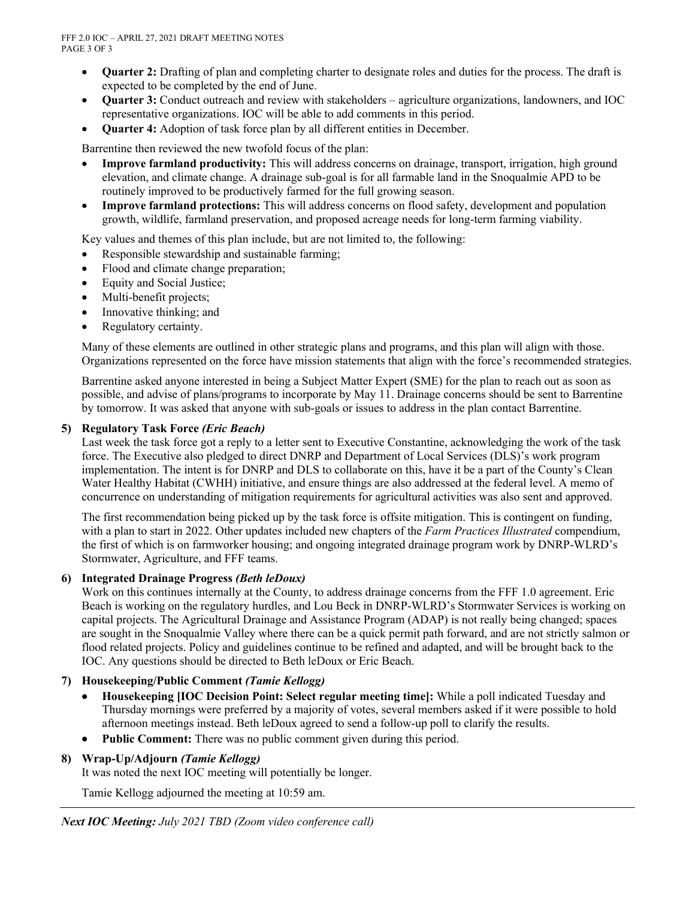- **Quarter 2:** Drafting of plan and completing charter to designate roles and duties for the process. The draft is expected to be completed by the end of June.
- **Quarter 3:** Conduct outreach and review with stakeholders – agriculture organizations, landowners, and IOC representative organizations. IOC will be able to add comments in this period.
- **Quarter 4:** Adoption of task force plan by all different entities in December.

Barrentine then reviewed the new twofold focus of the plan:

- **Improve farmland productivity:** This will address concerns on drainage, transport, irrigation, high ground elevation, and climate change. A drainage sub-goal is for all farmable land in the Snoqualmie APD to be routinely improved to be productively farmed for the full growing season.
- **Improve farmland protections:** This will address concerns on flood safety, development and population growth, wildlife, farmland preservation, and proposed acreage needs for long-term farming viability.

Key values and themes of this plan include, but are not limited to, the following:

- Responsible stewardship and sustainable farming;
- Flood and climate change preparation;
- Equity and Social Justice;
- Multi-benefit projects;
- Innovative thinking; and
- Regulatory certainty.

Many of these elements are outlined in other strategic plans and programs, and this plan will align with those. Organizations represented on the force have mission statements that align with the force's recommended strategies.

Barrentine asked anyone interested in being a Subject Matter Expert (SME) for the plan to reach out as soon as possible, and advise of plans/programs to incorporate by May 11. Drainage concerns should be sent to Barrentine by tomorrow. It was asked that anyone with sub-goals or issues to address in the plan contact Barrentine.

**5) Regulatory Task Force *(Eric Beach)***

Last week the task force got a reply to a letter sent to Executive Constantine, acknowledging the work of the task force. The Executive also pledged to direct DNRP and Department of Local Services (DLS)'s work program implementation. The intent is for DNRP and DLS to collaborate on this, have it be a part of the County's Clean Water Healthy Habitat (CWHH) initiative, and ensure things are also addressed at the federal level. A memo of concurrence on understanding of mitigation requirements for agricultural activities was also sent and approved.

The first recommendation being picked up by the task force is offsite mitigation. This is contingent on funding, with a plan to start in 2022. Other updates included new chapters of the *Farm Practices Illustrated* compendium, the first of which is on farmworker housing; and ongoing integrated drainage program work by DNRP-WLRD's Stormwater, Agriculture, and FFF teams.

**6) Integrated Drainage Progress *(Beth leDoux)***

Work on this continues internally at the County, to address drainage concerns from the FFF 1.0 agreement. Eric Beach is working on the regulatory hurdles, and Lou Beck in DNRP-WLRD's Stormwater Services is working on capital projects. The Agricultural Drainage and Assistance Program (ADAP) is not really being changed; spaces are sought in the Snoqualmie Valley where there can be a quick permit path forward, and are not strictly salmon or flood related projects. Policy and guidelines continue to be refined and adapted, and will be brought back to the IOC. Any questions should be directed to Beth leDoux or Eric Beach.

**7) Housekeeping/Public Comment *(Tamie Kellogg)***

- **Housekeeping [IOC Decision Point: Select regular meeting time]:** While a poll indicated Tuesday and Thursday mornings were preferred by a majority of votes, several members asked if it were possible to hold afternoon meetings instead. Beth leDoux agreed to send a follow-up poll to clarify the results.
- **Public Comment:** There was no public comment given during this period.

**8) Wrap-Up/Adjourn *(Tamie Kellogg)***

It was noted the next IOC meeting will potentially be longer.

Tamie Kellogg adjourned the meeting at 10:59 am.

---

***Next IOC Meeting:** July 2021 TBD (Zoom video conference call)*